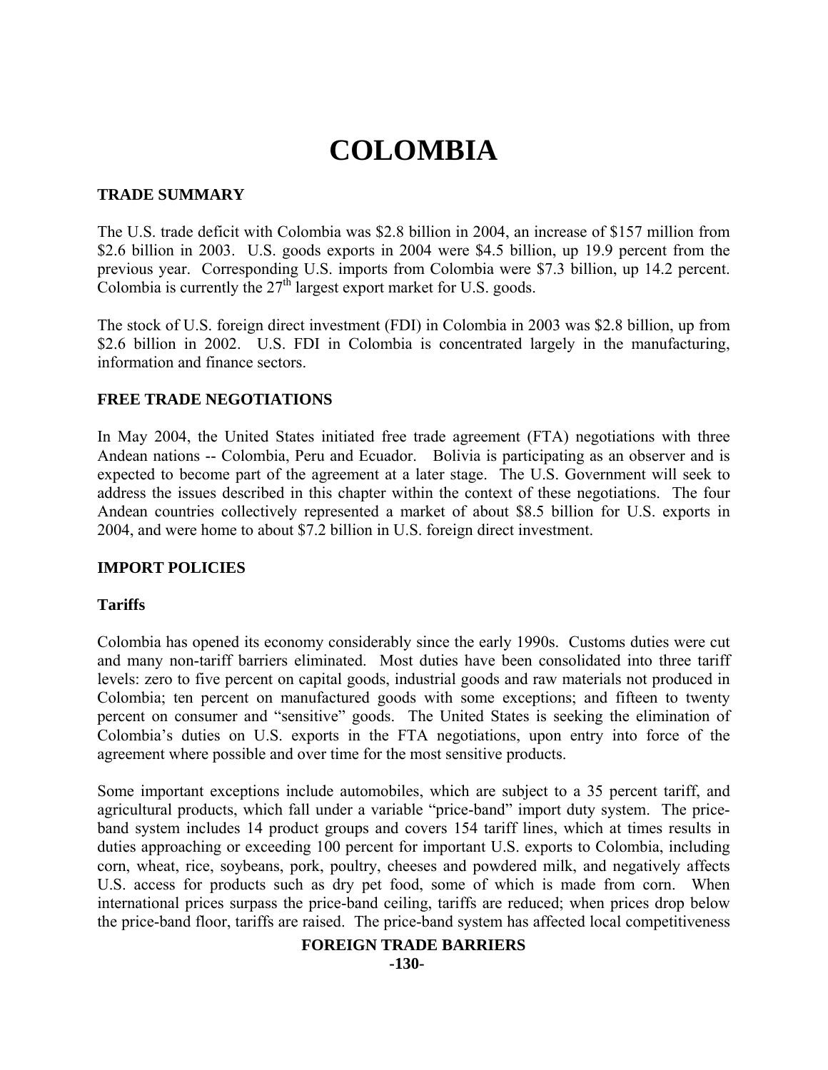# COLOMBIA

## TRADE SUMMARY

The U.S. trade deficit with Colombia was $2.8 billion in 2004, an increase of $157 million from $2.6 billion in 2003. U.S. goods exports in 2004 were $4.5 billion, up 19.9 percent from the previous year. Corresponding U.S. imports from Colombia were $7.3 billion, up 14.2 percent. Colombia is currently the 27th largest export market for U.S. goods.

The stock of U.S. foreign direct investment (FDI) in Colombia in 2003 was $2.8 billion, up from $2.6 billion in 2002. U.S. FDI in Colombia is concentrated largely in the manufacturing, information and finance sectors.

## FREE TRADE NEGOTIATIONS

In May 2004, the United States initiated free trade agreement (FTA) negotiations with three Andean nations -- Colombia, Peru and Ecuador. Bolivia is participating as an observer and is expected to become part of the agreement at a later stage. The U.S. Government will seek to address the issues described in this chapter within the context of these negotiations. The four Andean countries collectively represented a market of about $8.5 billion for U.S. exports in 2004, and were home to about $7.2 billion in U.S. foreign direct investment.

## IMPORT POLICIES

### Tariffs

Colombia has opened its economy considerably since the early 1990s. Customs duties were cut and many non-tariff barriers eliminated. Most duties have been consolidated into three tariff levels: zero to five percent on capital goods, industrial goods and raw materials not produced in Colombia; ten percent on manufactured goods with some exceptions; and fifteen to twenty percent on consumer and "sensitive" goods. The United States is seeking the elimination of Colombia's duties on U.S. exports in the FTA negotiations, upon entry into force of the agreement where possible and over time for the most sensitive products.

Some important exceptions include automobiles, which are subject to a 35 percent tariff, and agricultural products, which fall under a variable "price-band" import duty system. The price-band system includes 14 product groups and covers 154 tariff lines, which at times results in duties approaching or exceeding 100 percent for important U.S. exports to Colombia, including corn, wheat, rice, soybeans, pork, poultry, cheeses and powdered milk, and negatively affects U.S. access for products such as dry pet food, some of which is made from corn. When international prices surpass the price-band ceiling, tariffs are reduced; when prices drop below the price-band floor, tariffs are raised. The price-band system has affected local competitiveness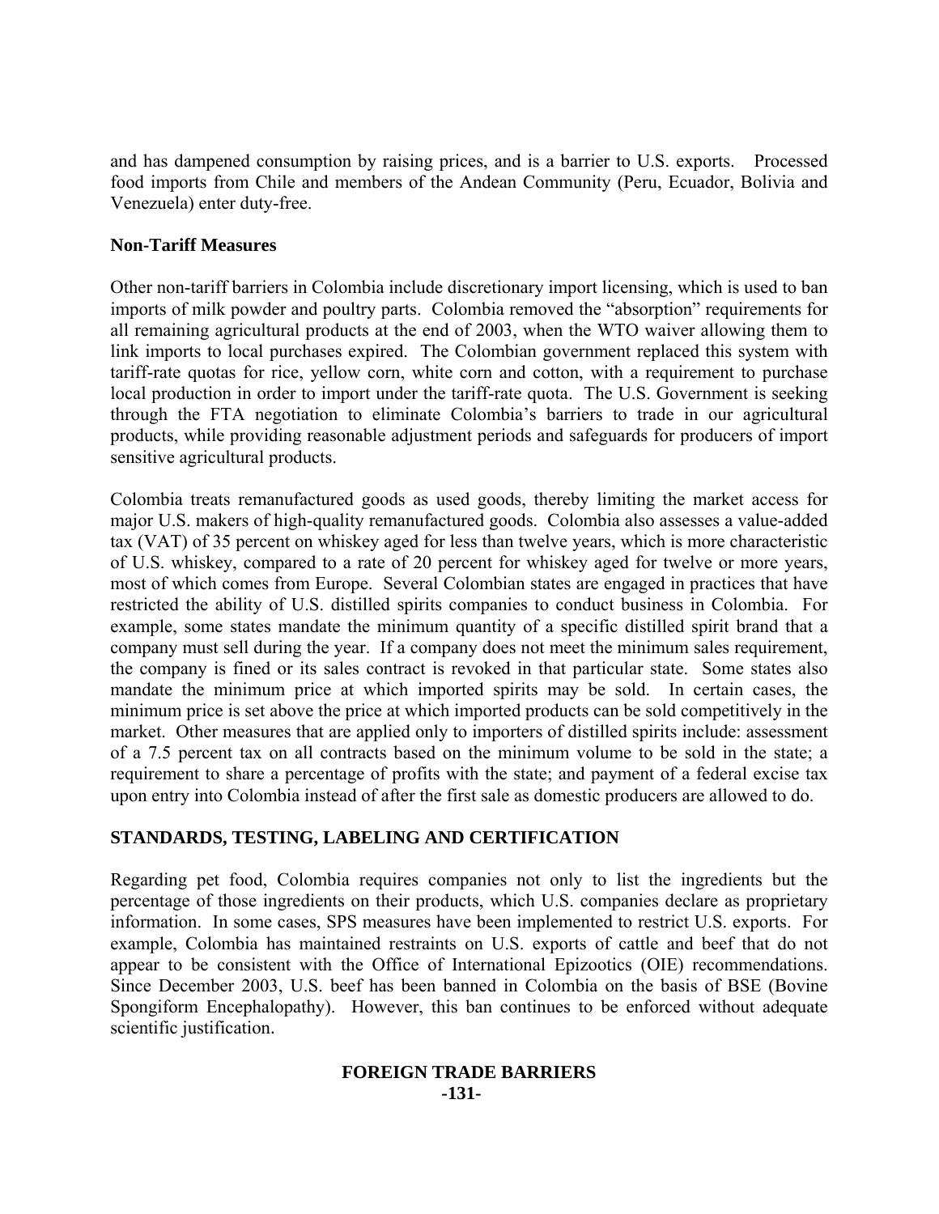and has dampened consumption by raising prices, and is a barrier to U.S. exports. Processed food imports from Chile and members of the Andean Community (Peru, Ecuador, Bolivia and Venezuela) enter duty-free.

**Non-Tariff Measures**

Other non-tariff barriers in Colombia include discretionary import licensing, which is used to ban imports of milk powder and poultry parts. Colombia removed the "absorption" requirements for all remaining agricultural products at the end of 2003, when the WTO waiver allowing them to link imports to local purchases expired. The Colombian government replaced this system with tariff-rate quotas for rice, yellow corn, white corn and cotton, with a requirement to purchase local production in order to import under the tariff-rate quota. The U.S. Government is seeking through the FTA negotiation to eliminate Colombia's barriers to trade in our agricultural products, while providing reasonable adjustment periods and safeguards for producers of import sensitive agricultural products.

Colombia treats remanufactured goods as used goods, thereby limiting the market access for major U.S. makers of high-quality remanufactured goods. Colombia also assesses a value-added tax (VAT) of 35 percent on whiskey aged for less than twelve years, which is more characteristic of U.S. whiskey, compared to a rate of 20 percent for whiskey aged for twelve or more years, most of which comes from Europe. Several Colombian states are engaged in practices that have restricted the ability of U.S. distilled spirits companies to conduct business in Colombia. For example, some states mandate the minimum quantity of a specific distilled spirit brand that a company must sell during the year. If a company does not meet the minimum sales requirement, the company is fined or its sales contract is revoked in that particular state. Some states also mandate the minimum price at which imported spirits may be sold. In certain cases, the minimum price is set above the price at which imported products can be sold competitively in the market. Other measures that are applied only to importers of distilled spirits include: assessment of a 7.5 percent tax on all contracts based on the minimum volume to be sold in the state; a requirement to share a percentage of profits with the state; and payment of a federal excise tax upon entry into Colombia instead of after the first sale as domestic producers are allowed to do.

## STANDARDS, TESTING, LABELING AND CERTIFICATION

Regarding pet food, Colombia requires companies not only to list the ingredients but the percentage of those ingredients on their products, which U.S. companies declare as proprietary information. In some cases, SPS measures have been implemented to restrict U.S. exports. For example, Colombia has maintained restraints on U.S. exports of cattle and beef that do not appear to be consistent with the Office of International Epizootics (OIE) recommendations. Since December 2003, U.S. beef has been banned in Colombia on the basis of BSE (Bovine Spongiform Encephalopathy). However, this ban continues to be enforced without adequate scientific justification.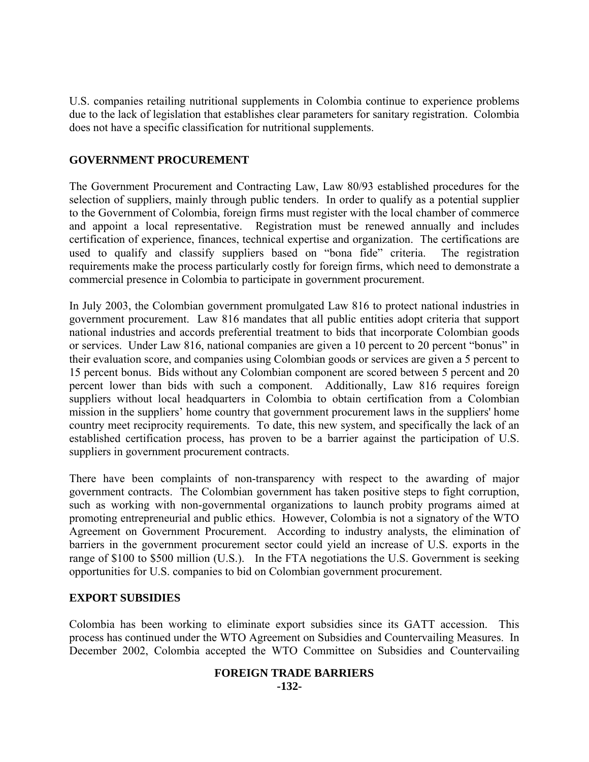U.S. companies retailing nutritional supplements in Colombia continue to experience problems due to the lack of legislation that establishes clear parameters for sanitary registration. Colombia does not have a specific classification for nutritional supplements.

## GOVERNMENT PROCUREMENT

The Government Procurement and Contracting Law, Law 80/93 established procedures for the selection of suppliers, mainly through public tenders. In order to qualify as a potential supplier to the Government of Colombia, foreign firms must register with the local chamber of commerce and appoint a local representative. Registration must be renewed annually and includes certification of experience, finances, technical expertise and organization. The certifications are used to qualify and classify suppliers based on "bona fide" criteria. The registration requirements make the process particularly costly for foreign firms, which need to demonstrate a commercial presence in Colombia to participate in government procurement.

In July 2003, the Colombian government promulgated Law 816 to protect national industries in government procurement. Law 816 mandates that all public entities adopt criteria that support national industries and accords preferential treatment to bids that incorporate Colombian goods or services. Under Law 816, national companies are given a 10 percent to 20 percent "bonus" in their evaluation score, and companies using Colombian goods or services are given a 5 percent to 15 percent bonus. Bids without any Colombian component are scored between 5 percent and 20 percent lower than bids with such a component. Additionally, Law 816 requires foreign suppliers without local headquarters in Colombia to obtain certification from a Colombian mission in the suppliers' home country that government procurement laws in the suppliers' home country meet reciprocity requirements. To date, this new system, and specifically the lack of an established certification process, has proven to be a barrier against the participation of U.S. suppliers in government procurement contracts.

There have been complaints of non-transparency with respect to the awarding of major government contracts. The Colombian government has taken positive steps to fight corruption, such as working with non-governmental organizations to launch probity programs aimed at promoting entrepreneurial and public ethics. However, Colombia is not a signatory of the WTO Agreement on Government Procurement. According to industry analysts, the elimination of barriers in the government procurement sector could yield an increase of U.S. exports in the range of $100 to $500 million (U.S.). In the FTA negotiations the U.S. Government is seeking opportunities for U.S. companies to bid on Colombian government procurement.

## EXPORT SUBSIDIES

Colombia has been working to eliminate export subsidies since its GATT accession. This process has continued under the WTO Agreement on Subsidies and Countervailing Measures. In December 2002, Colombia accepted the WTO Committee on Subsidies and Countervailing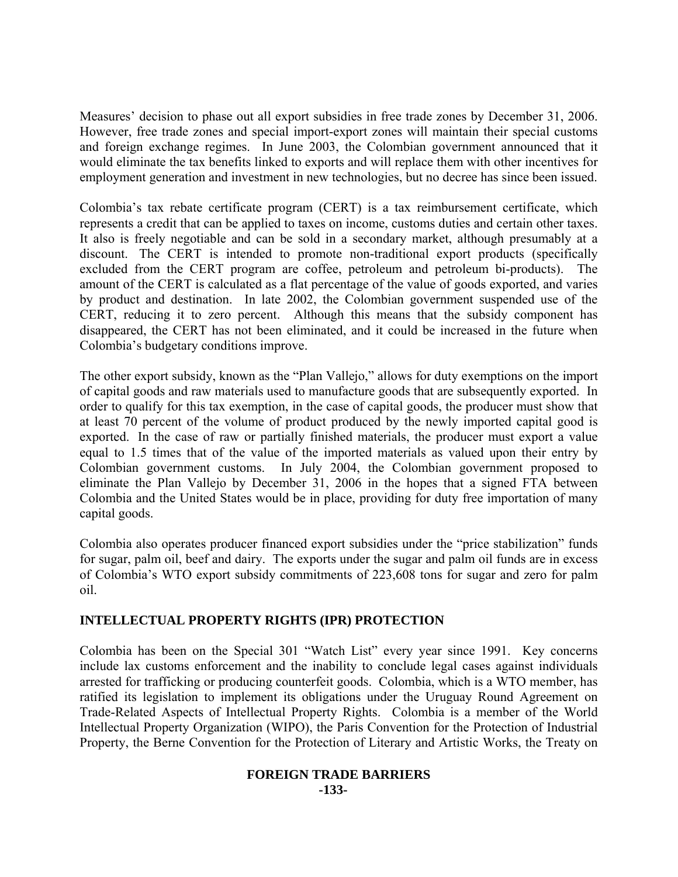Measures' decision to phase out all export subsidies in free trade zones by December 31, 2006. However, free trade zones and special import-export zones will maintain their special customs and foreign exchange regimes. In June 2003, the Colombian government announced that it would eliminate the tax benefits linked to exports and will replace them with other incentives for employment generation and investment in new technologies, but no decree has since been issued.

Colombia's tax rebate certificate program (CERT) is a tax reimbursement certificate, which represents a credit that can be applied to taxes on income, customs duties and certain other taxes. It also is freely negotiable and can be sold in a secondary market, although presumably at a discount. The CERT is intended to promote non-traditional export products (specifically excluded from the CERT program are coffee, petroleum and petroleum bi-products). The amount of the CERT is calculated as a flat percentage of the value of goods exported, and varies by product and destination. In late 2002, the Colombian government suspended use of the CERT, reducing it to zero percent. Although this means that the subsidy component has disappeared, the CERT has not been eliminated, and it could be increased in the future when Colombia's budgetary conditions improve.

The other export subsidy, known as the "Plan Vallejo," allows for duty exemptions on the import of capital goods and raw materials used to manufacture goods that are subsequently exported. In order to qualify for this tax exemption, in the case of capital goods, the producer must show that at least 70 percent of the volume of product produced by the newly imported capital good is exported. In the case of raw or partially finished materials, the producer must export a value equal to 1.5 times that of the value of the imported materials as valued upon their entry by Colombian government customs. In July 2004, the Colombian government proposed to eliminate the Plan Vallejo by December 31, 2006 in the hopes that a signed FTA between Colombia and the United States would be in place, providing for duty free importation of many capital goods.

Colombia also operates producer financed export subsidies under the "price stabilization" funds for sugar, palm oil, beef and dairy. The exports under the sugar and palm oil funds are in excess of Colombia's WTO export subsidy commitments of 223,608 tons for sugar and zero for palm oil.

## INTELLECTUAL PROPERTY RIGHTS (IPR) PROTECTION

Colombia has been on the Special 301 "Watch List" every year since 1991. Key concerns include lax customs enforcement and the inability to conclude legal cases against individuals arrested for trafficking or producing counterfeit goods. Colombia, which is a WTO member, has ratified its legislation to implement its obligations under the Uruguay Round Agreement on Trade-Related Aspects of Intellectual Property Rights. Colombia is a member of the World Intellectual Property Organization (WIPO), the Paris Convention for the Protection of Industrial Property, the Berne Convention for the Protection of Literary and Artistic Works, the Treaty on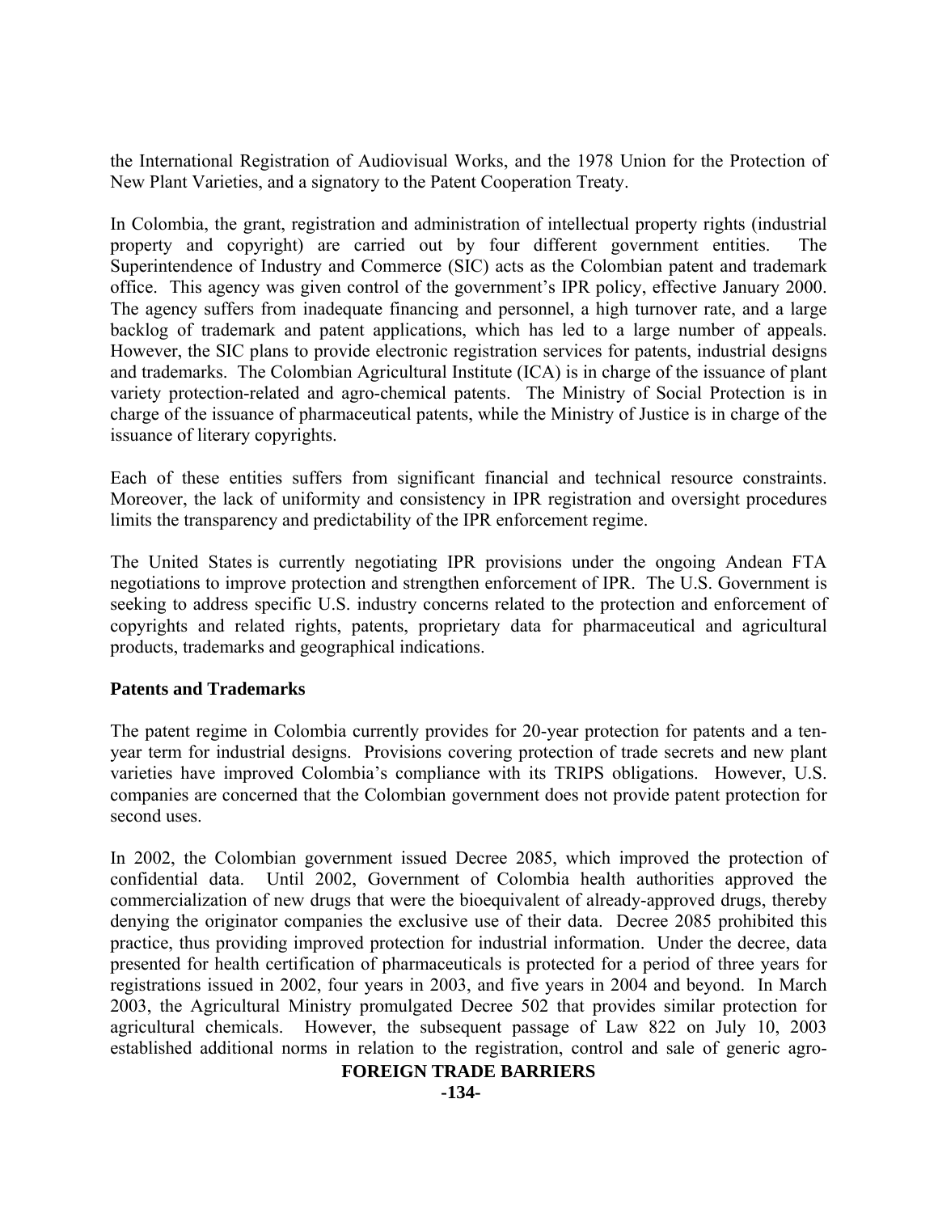the International Registration of Audiovisual Works, and the 1978 Union for the Protection of New Plant Varieties, and a signatory to the Patent Cooperation Treaty.

In Colombia, the grant, registration and administration of intellectual property rights (industrial property and copyright) are carried out by four different government entities. The Superintendence of Industry and Commerce (SIC) acts as the Colombian patent and trademark office. This agency was given control of the government's IPR policy, effective January 2000. The agency suffers from inadequate financing and personnel, a high turnover rate, and a large backlog of trademark and patent applications, which has led to a large number of appeals. However, the SIC plans to provide electronic registration services for patents, industrial designs and trademarks. The Colombian Agricultural Institute (ICA) is in charge of the issuance of plant variety protection-related and agro-chemical patents. The Ministry of Social Protection is in charge of the issuance of pharmaceutical patents, while the Ministry of Justice is in charge of the issuance of literary copyrights.

Each of these entities suffers from significant financial and technical resource constraints. Moreover, the lack of uniformity and consistency in IPR registration and oversight procedures limits the transparency and predictability of the IPR enforcement regime.

The United States is currently negotiating IPR provisions under the ongoing Andean FTA negotiations to improve protection and strengthen enforcement of IPR. The U.S. Government is seeking to address specific U.S. industry concerns related to the protection and enforcement of copyrights and related rights, patents, proprietary data for pharmaceutical and agricultural products, trademarks and geographical indications.

**Patents and Trademarks**

The patent regime in Colombia currently provides for 20-year protection for patents and a ten-year term for industrial designs. Provisions covering protection of trade secrets and new plant varieties have improved Colombia's compliance with its TRIPS obligations. However, U.S. companies are concerned that the Colombian government does not provide patent protection for second uses.

In 2002, the Colombian government issued Decree 2085, which improved the protection of confidential data. Until 2002, Government of Colombia health authorities approved the commercialization of new drugs that were the bioequivalent of already-approved drugs, thereby denying the originator companies the exclusive use of their data. Decree 2085 prohibited this practice, thus providing improved protection for industrial information. Under the decree, data presented for health certification of pharmaceuticals is protected for a period of three years for registrations issued in 2002, four years in 2003, and five years in 2004 and beyond. In March 2003, the Agricultural Ministry promulgated Decree 502 that provides similar protection for agricultural chemicals. However, the subsequent passage of Law 822 on July 10, 2003 established additional norms in relation to the registration, control and sale of generic agro-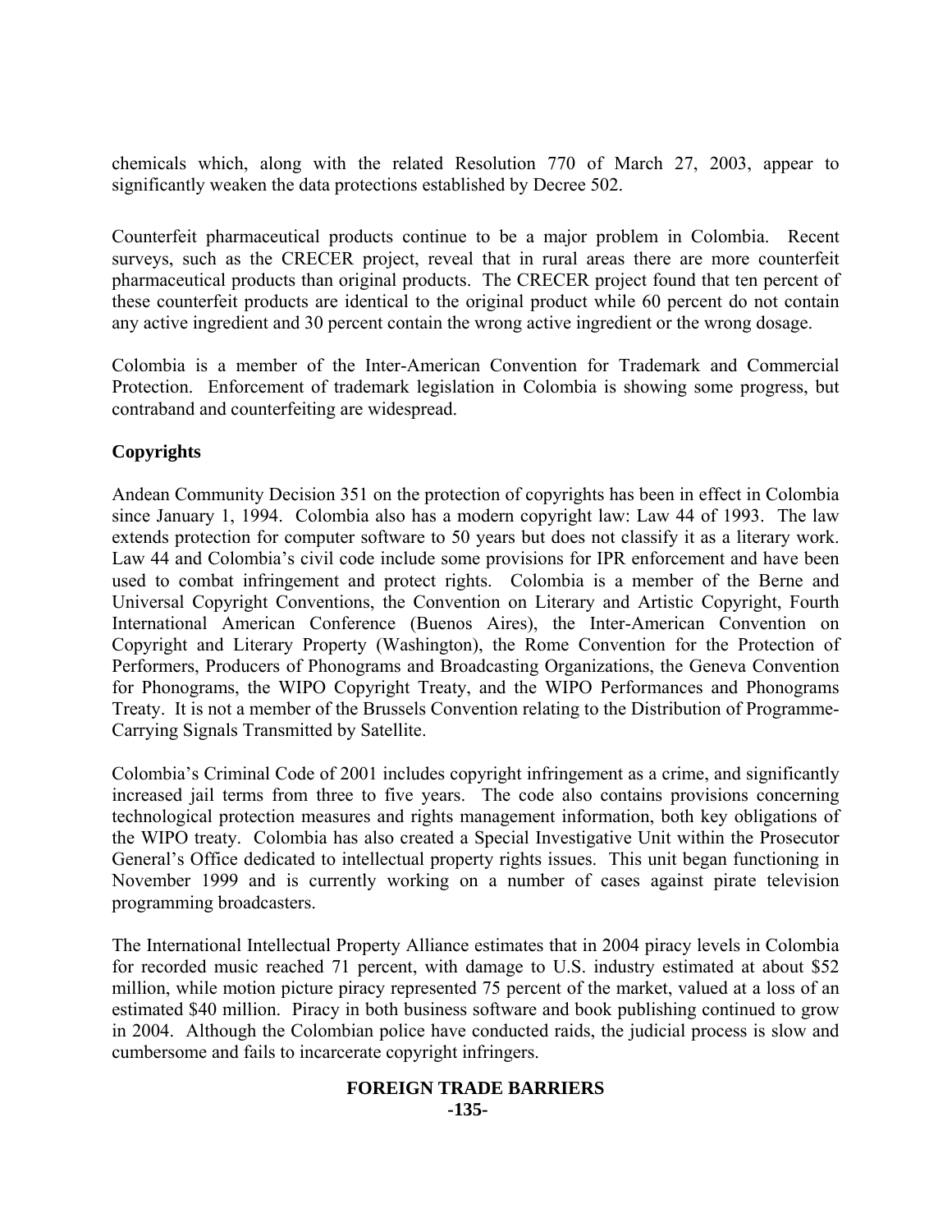chemicals which, along with the related Resolution 770 of March 27, 2003, appear to significantly weaken the data protections established by Decree 502.

Counterfeit pharmaceutical products continue to be a major problem in Colombia. Recent surveys, such as the CRECER project, reveal that in rural areas there are more counterfeit pharmaceutical products than original products. The CRECER project found that ten percent of these counterfeit products are identical to the original product while 60 percent do not contain any active ingredient and 30 percent contain the wrong active ingredient or the wrong dosage.

Colombia is a member of the Inter-American Convention for Trademark and Commercial Protection. Enforcement of trademark legislation in Colombia is showing some progress, but contraband and counterfeiting are widespread.

**Copyrights**

Andean Community Decision 351 on the protection of copyrights has been in effect in Colombia since January 1, 1994. Colombia also has a modern copyright law: Law 44 of 1993. The law extends protection for computer software to 50 years but does not classify it as a literary work. Law 44 and Colombia's civil code include some provisions for IPR enforcement and have been used to combat infringement and protect rights. Colombia is a member of the Berne and Universal Copyright Conventions, the Convention on Literary and Artistic Copyright, Fourth International American Conference (Buenos Aires), the Inter-American Convention on Copyright and Literary Property (Washington), the Rome Convention for the Protection of Performers, Producers of Phonograms and Broadcasting Organizations, the Geneva Convention for Phonograms, the WIPO Copyright Treaty, and the WIPO Performances and Phonograms Treaty. It is not a member of the Brussels Convention relating to the Distribution of Programme-Carrying Signals Transmitted by Satellite.

Colombia's Criminal Code of 2001 includes copyright infringement as a crime, and significantly increased jail terms from three to five years. The code also contains provisions concerning technological protection measures and rights management information, both key obligations of the WIPO treaty. Colombia has also created a Special Investigative Unit within the Prosecutor General's Office dedicated to intellectual property rights issues. This unit began functioning in November 1999 and is currently working on a number of cases against pirate television programming broadcasters.

The International Intellectual Property Alliance estimates that in 2004 piracy levels in Colombia for recorded music reached 71 percent, with damage to U.S. industry estimated at about $52 million, while motion picture piracy represented 75 percent of the market, valued at a loss of an estimated $40 million. Piracy in both business software and book publishing continued to grow in 2004. Although the Colombian police have conducted raids, the judicial process is slow and cumbersome and fails to incarcerate copyright infringers.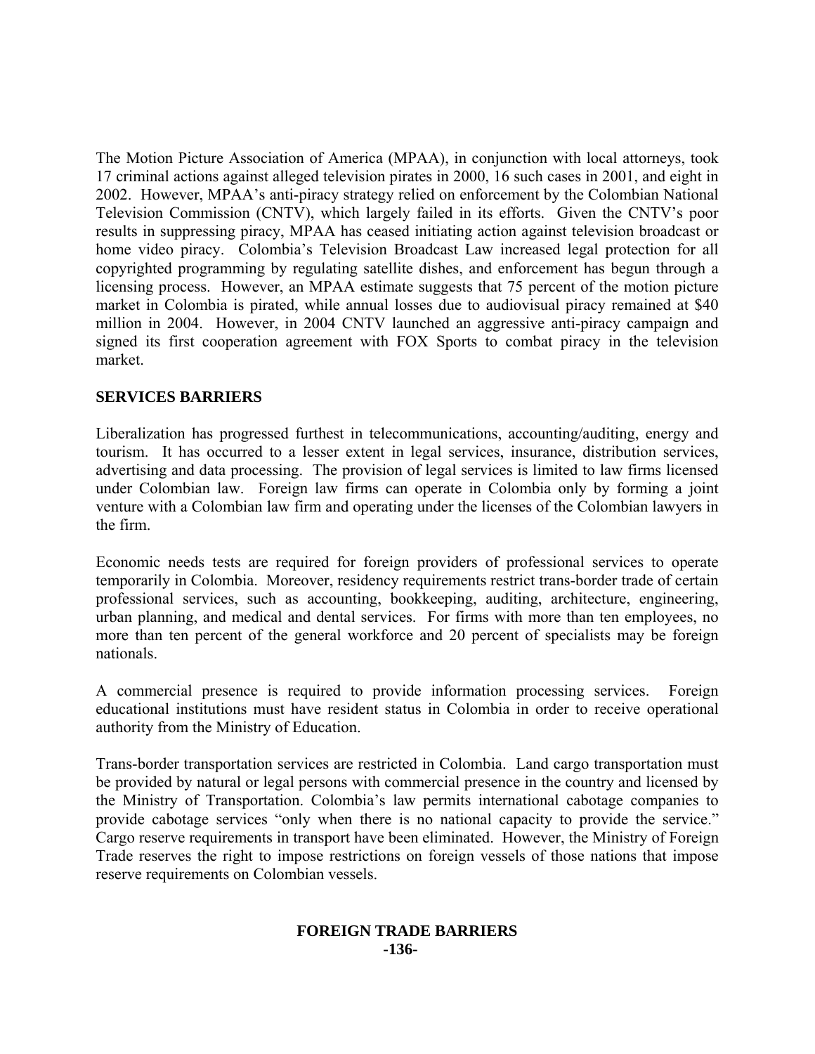The Motion Picture Association of America (MPAA), in conjunction with local attorneys, took 17 criminal actions against alleged television pirates in 2000, 16 such cases in 2001, and eight in 2002. However, MPAA's anti-piracy strategy relied on enforcement by the Colombian National Television Commission (CNTV), which largely failed in its efforts. Given the CNTV's poor results in suppressing piracy, MPAA has ceased initiating action against television broadcast or home video piracy. Colombia's Television Broadcast Law increased legal protection for all copyrighted programming by regulating satellite dishes, and enforcement has begun through a licensing process. However, an MPAA estimate suggests that 75 percent of the motion picture market in Colombia is pirated, while annual losses due to audiovisual piracy remained at $40 million in 2004. However, in 2004 CNTV launched an aggressive anti-piracy campaign and signed its first cooperation agreement with FOX Sports to combat piracy in the television market.

## SERVICES BARRIERS

Liberalization has progressed furthest in telecommunications, accounting/auditing, energy and tourism. It has occurred to a lesser extent in legal services, insurance, distribution services, advertising and data processing. The provision of legal services is limited to law firms licensed under Colombian law. Foreign law firms can operate in Colombia only by forming a joint venture with a Colombian law firm and operating under the licenses of the Colombian lawyers in the firm.

Economic needs tests are required for foreign providers of professional services to operate temporarily in Colombia. Moreover, residency requirements restrict trans-border trade of certain professional services, such as accounting, bookkeeping, auditing, architecture, engineering, urban planning, and medical and dental services. For firms with more than ten employees, no more than ten percent of the general workforce and 20 percent of specialists may be foreign nationals.

A commercial presence is required to provide information processing services. Foreign educational institutions must have resident status in Colombia in order to receive operational authority from the Ministry of Education.

Trans-border transportation services are restricted in Colombia. Land cargo transportation must be provided by natural or legal persons with commercial presence in the country and licensed by the Ministry of Transportation. Colombia's law permits international cabotage companies to provide cabotage services "only when there is no national capacity to provide the service." Cargo reserve requirements in transport have been eliminated. However, the Ministry of Foreign Trade reserves the right to impose restrictions on foreign vessels of those nations that impose reserve requirements on Colombian vessels.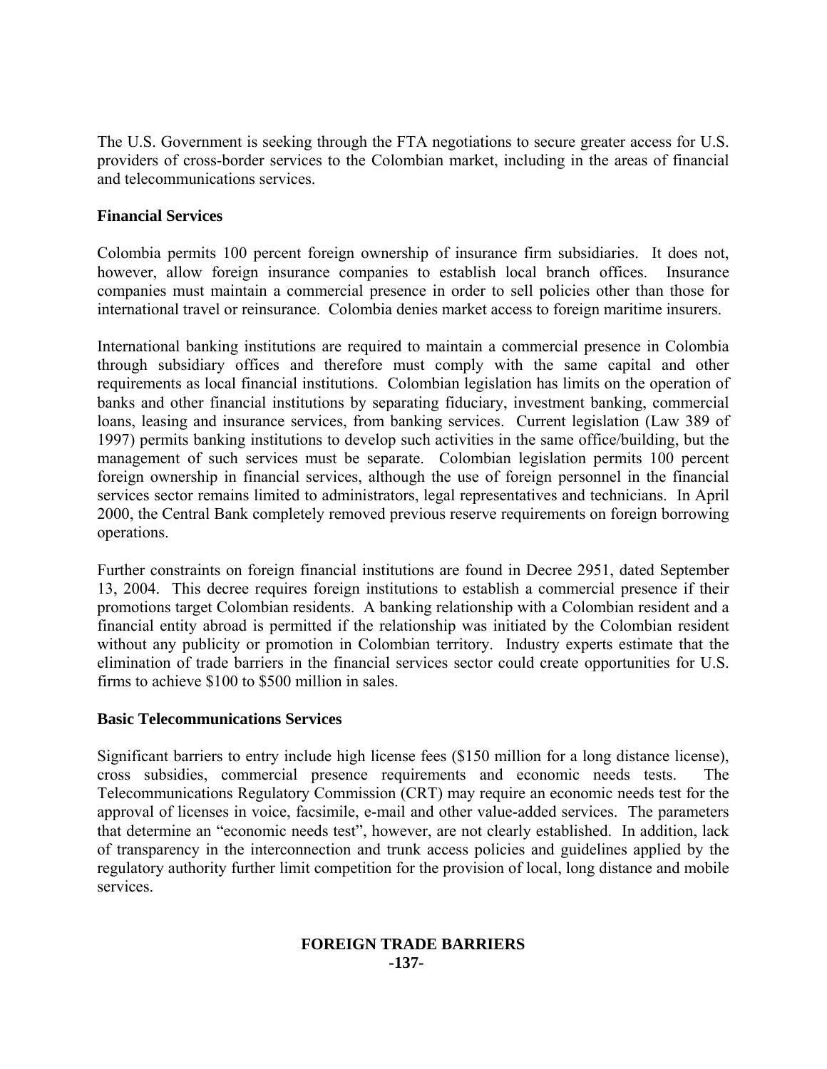The U.S. Government is seeking through the FTA negotiations to secure greater access for U.S. providers of cross-border services to the Colombian market, including in the areas of financial and telecommunications services.

**Financial Services**

Colombia permits 100 percent foreign ownership of insurance firm subsidiaries. It does not, however, allow foreign insurance companies to establish local branch offices. Insurance companies must maintain a commercial presence in order to sell policies other than those for international travel or reinsurance. Colombia denies market access to foreign maritime insurers.

International banking institutions are required to maintain a commercial presence in Colombia through subsidiary offices and therefore must comply with the same capital and other requirements as local financial institutions. Colombian legislation has limits on the operation of banks and other financial institutions by separating fiduciary, investment banking, commercial loans, leasing and insurance services, from banking services. Current legislation (Law 389 of 1997) permits banking institutions to develop such activities in the same office/building, but the management of such services must be separate. Colombian legislation permits 100 percent foreign ownership in financial services, although the use of foreign personnel in the financial services sector remains limited to administrators, legal representatives and technicians. In April 2000, the Central Bank completely removed previous reserve requirements on foreign borrowing operations.

Further constraints on foreign financial institutions are found in Decree 2951, dated September 13, 2004. This decree requires foreign institutions to establish a commercial presence if their promotions target Colombian residents. A banking relationship with a Colombian resident and a financial entity abroad is permitted if the relationship was initiated by the Colombian resident without any publicity or promotion in Colombian territory. Industry experts estimate that the elimination of trade barriers in the financial services sector could create opportunities for U.S. firms to achieve \$100 to \$500 million in sales.

**Basic Telecommunications Services**

Significant barriers to entry include high license fees (\$150 million for a long distance license), cross subsidies, commercial presence requirements and economic needs tests. The Telecommunications Regulatory Commission (CRT) may require an economic needs test for the approval of licenses in voice, facsimile, e-mail and other value-added services. The parameters that determine an "economic needs test", however, are not clearly established. In addition, lack of transparency in the interconnection and trunk access policies and guidelines applied by the regulatory authority further limit competition for the provision of local, long distance and mobile services.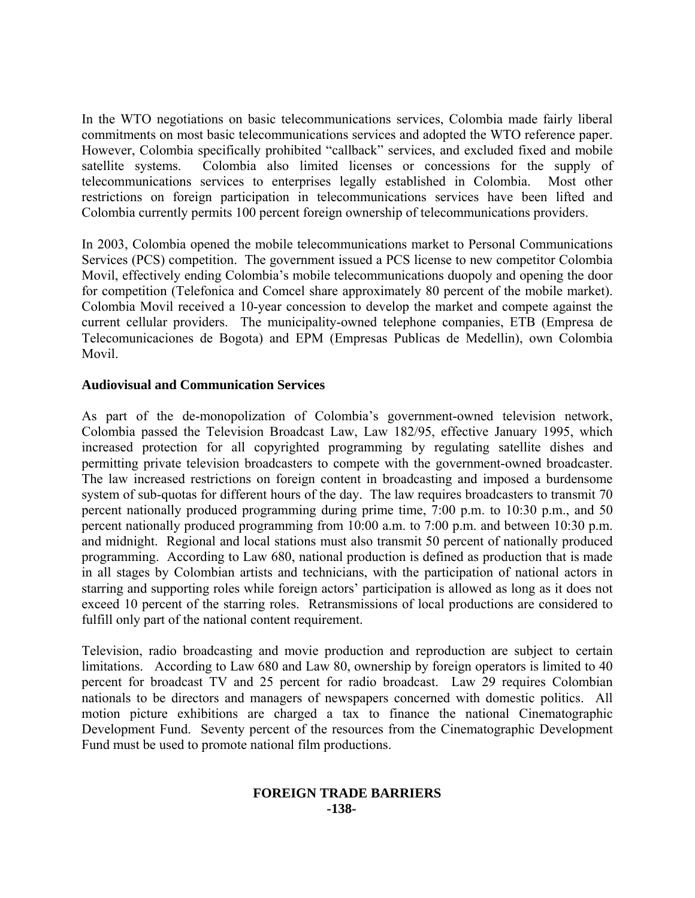In the WTO negotiations on basic telecommunications services, Colombia made fairly liberal commitments on most basic telecommunications services and adopted the WTO reference paper. However, Colombia specifically prohibited "callback" services, and excluded fixed and mobile satellite systems. Colombia also limited licenses or concessions for the supply of telecommunications services to enterprises legally established in Colombia. Most other restrictions on foreign participation in telecommunications services have been lifted and Colombia currently permits 100 percent foreign ownership of telecommunications providers.

In 2003, Colombia opened the mobile telecommunications market to Personal Communications Services (PCS) competition. The government issued a PCS license to new competitor Colombia Movil, effectively ending Colombia's mobile telecommunications duopoly and opening the door for competition (Telefonica and Comcel share approximately 80 percent of the mobile market). Colombia Movil received a 10-year concession to develop the market and compete against the current cellular providers. The municipality-owned telephone companies, ETB (Empresa de Telecomunicaciones de Bogota) and EPM (Empresas Publicas de Medellin), own Colombia Movil.

**Audiovisual and Communication Services**

As part of the de-monopolization of Colombia's government-owned television network, Colombia passed the Television Broadcast Law, Law 182/95, effective January 1995, which increased protection for all copyrighted programming by regulating satellite dishes and permitting private television broadcasters to compete with the government-owned broadcaster. The law increased restrictions on foreign content in broadcasting and imposed a burdensome system of sub-quotas for different hours of the day. The law requires broadcasters to transmit 70 percent nationally produced programming during prime time, 7:00 p.m. to 10:30 p.m., and 50 percent nationally produced programming from 10:00 a.m. to 7:00 p.m. and between 10:30 p.m. and midnight. Regional and local stations must also transmit 50 percent of nationally produced programming. According to Law 680, national production is defined as production that is made in all stages by Colombian artists and technicians, with the participation of national actors in starring and supporting roles while foreign actors' participation is allowed as long as it does not exceed 10 percent of the starring roles. Retransmissions of local productions are considered to fulfill only part of the national content requirement.

Television, radio broadcasting and movie production and reproduction are subject to certain limitations. According to Law 680 and Law 80, ownership by foreign operators is limited to 40 percent for broadcast TV and 25 percent for radio broadcast. Law 29 requires Colombian nationals to be directors and managers of newspapers concerned with domestic politics. All motion picture exhibitions are charged a tax to finance the national Cinematographic Development Fund. Seventy percent of the resources from the Cinematographic Development Fund must be used to promote national film productions.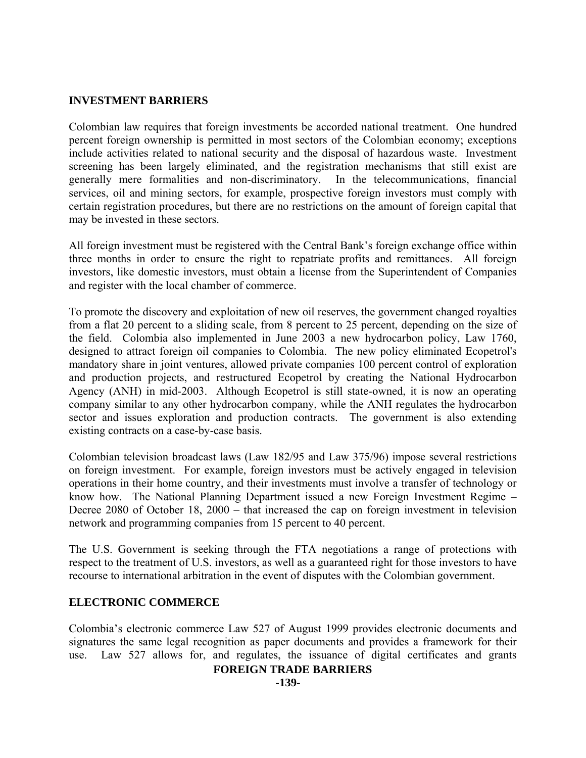## INVESTMENT BARRIERS

Colombian law requires that foreign investments be accorded national treatment. One hundred percent foreign ownership is permitted in most sectors of the Colombian economy; exceptions include activities related to national security and the disposal of hazardous waste. Investment screening has been largely eliminated, and the registration mechanisms that still exist are generally mere formalities and non-discriminatory. In the telecommunications, financial services, oil and mining sectors, for example, prospective foreign investors must comply with certain registration procedures, but there are no restrictions on the amount of foreign capital that may be invested in these sectors.

All foreign investment must be registered with the Central Bank's foreign exchange office within three months in order to ensure the right to repatriate profits and remittances. All foreign investors, like domestic investors, must obtain a license from the Superintendent of Companies and register with the local chamber of commerce.

To promote the discovery and exploitation of new oil reserves, the government changed royalties from a flat 20 percent to a sliding scale, from 8 percent to 25 percent, depending on the size of the field. Colombia also implemented in June 2003 a new hydrocarbon policy, Law 1760, designed to attract foreign oil companies to Colombia. The new policy eliminated Ecopetrol's mandatory share in joint ventures, allowed private companies 100 percent control of exploration and production projects, and restructured Ecopetrol by creating the National Hydrocarbon Agency (ANH) in mid-2003. Although Ecopetrol is still state-owned, it is now an operating company similar to any other hydrocarbon company, while the ANH regulates the hydrocarbon sector and issues exploration and production contracts. The government is also extending existing contracts on a case-by-case basis.

Colombian television broadcast laws (Law 182/95 and Law 375/96) impose several restrictions on foreign investment. For example, foreign investors must be actively engaged in television operations in their home country, and their investments must involve a transfer of technology or know how. The National Planning Department issued a new Foreign Investment Regime – Decree 2080 of October 18, 2000 – that increased the cap on foreign investment in television network and programming companies from 15 percent to 40 percent.

The U.S. Government is seeking through the FTA negotiations a range of protections with respect to the treatment of U.S. investors, as well as a guaranteed right for those investors to have recourse to international arbitration in the event of disputes with the Colombian government.

## ELECTRONIC COMMERCE

Colombia's electronic commerce Law 527 of August 1999 provides electronic documents and signatures the same legal recognition as paper documents and provides a framework for their use. Law 527 allows for, and regulates, the issuance of digital certificates and grants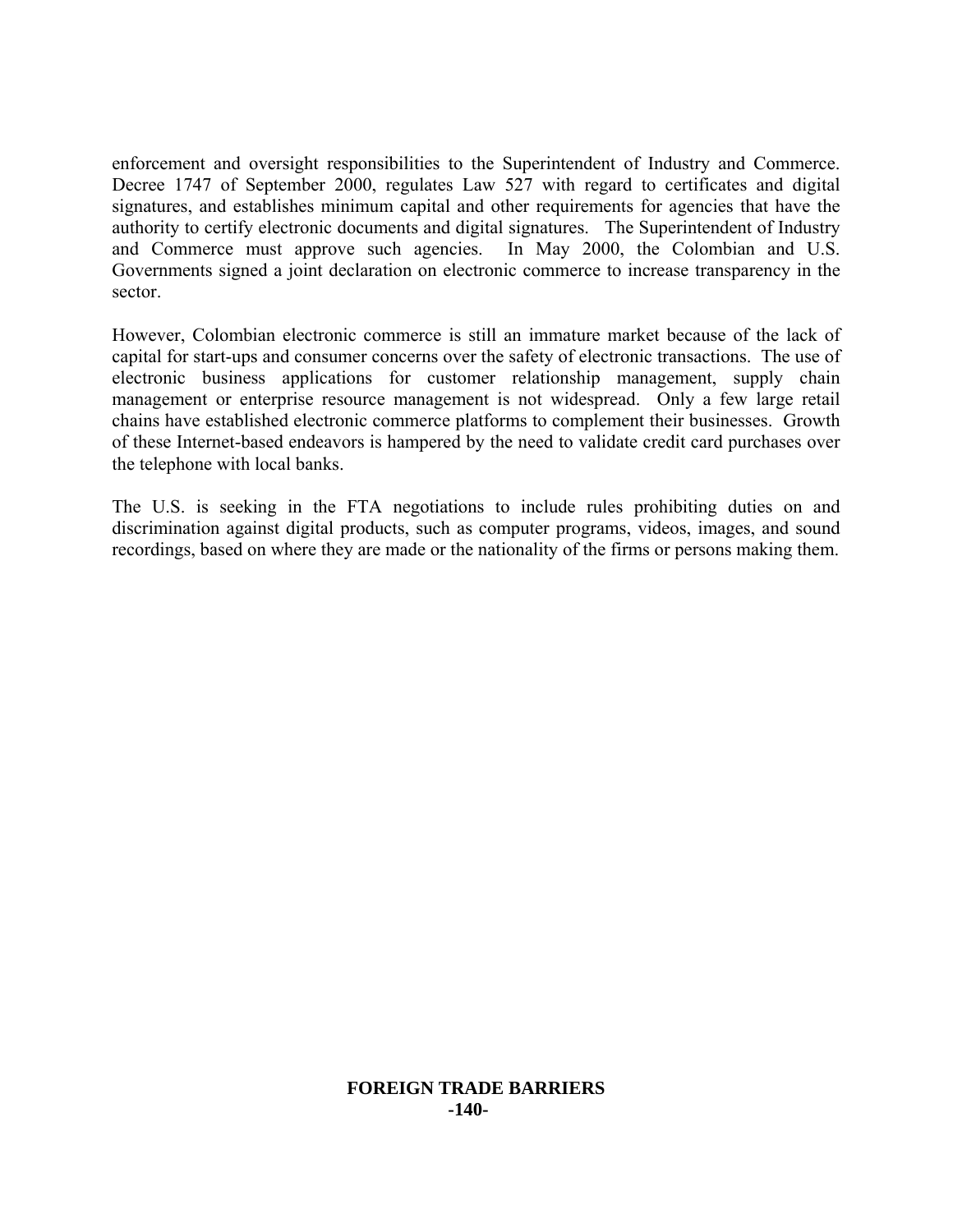enforcement and oversight responsibilities to the Superintendent of Industry and Commerce. Decree 1747 of September 2000, regulates Law 527 with regard to certificates and digital signatures, and establishes minimum capital and other requirements for agencies that have the authority to certify electronic documents and digital signatures. The Superintendent of Industry and Commerce must approve such agencies. In May 2000, the Colombian and U.S. Governments signed a joint declaration on electronic commerce to increase transparency in the sector.

However, Colombian electronic commerce is still an immature market because of the lack of capital for start-ups and consumer concerns over the safety of electronic transactions. The use of electronic business applications for customer relationship management, supply chain management or enterprise resource management is not widespread. Only a few large retail chains have established electronic commerce platforms to complement their businesses. Growth of these Internet-based endeavors is hampered by the need to validate credit card purchases over the telephone with local banks.

The U.S. is seeking in the FTA negotiations to include rules prohibiting duties on and discrimination against digital products, such as computer programs, videos, images, and sound recordings, based on where they are made or the nationality of the firms or persons making them.